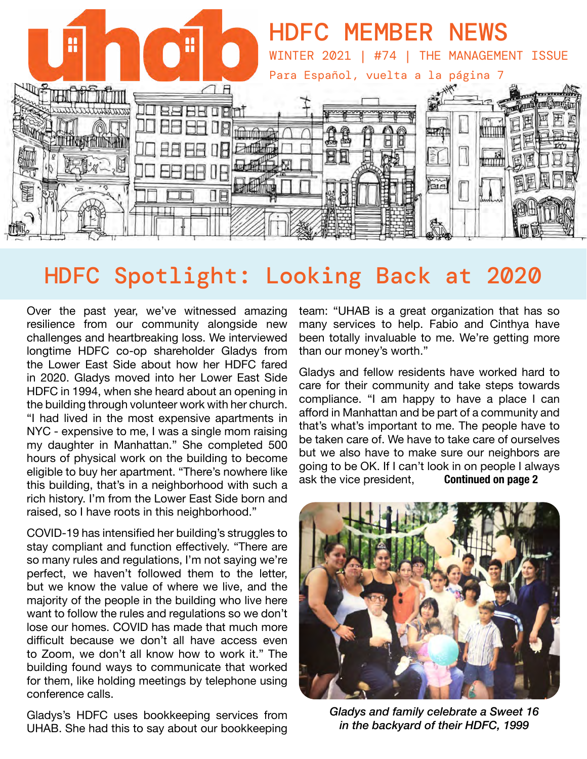# uhab

## HDFC MEMBER NEWS

WINTER 2021 | #74 | THE MANAGEMENT ISSUE

Para Español, vuelta a la página 7

## HDFC Spotlight: Looking Back at 2020

Over the past year, we've witnessed amazing resilience from our community alongside new challenges and heartbreaking loss. We interviewed longtime HDFC co-op shareholder Gladys from the Lower East Side about how her HDFC fared in 2020. Gladys moved into her Lower East Side HDFC in 1994, when she heard about an opening in the building through volunteer work with her church. "I had lived in the most expensive apartments in NYC - expensive to me, I was a single mom raising my daughter in Manhattan." She completed 500 hours of physical work on the building to become eligible to buy her apartment. "There's nowhere like this building, that's in a neighborhood with such a rich history. I'm from the Lower East Side born and raised, so I have roots in this neighborhood."

COVID-19 has intensified her building's struggles to stay compliant and function effectively. "There are so many rules and regulations, I'm not saying we're perfect, we haven't followed them to the letter, but we know the value of where we live, and the majority of the people in the building who live here want to follow the rules and regulations so we don't lose our homes. COVID has made that much more difficult because we don't all have access even to Zoom, we don't all know how to work it." The building found ways to communicate that worked for them, like holding meetings by telephone using conference calls.

Gladys's HDFC uses bookkeeping services from UHAB. She had this to say about our bookkeeping team: "UHAB is a great organization that has so many services to help. Fabio and Cinthya have been totally invaluable to me. We're getting more than our money's worth."

Gladys and fellow residents have worked hard to care for their community and take steps towards compliance. "I am happy to have a place I can afford in Manhattan and be part of a community and that's what's important to me. The people have to be taken care of. We have to take care of ourselves but we also have to make sure our neighbors are going to be OK. If I can't look in on people I always ask the vice president, **Continued on page 2**

*Gladys and family celebrate a Sweet 16 in the backyard of their HDFC, 1999*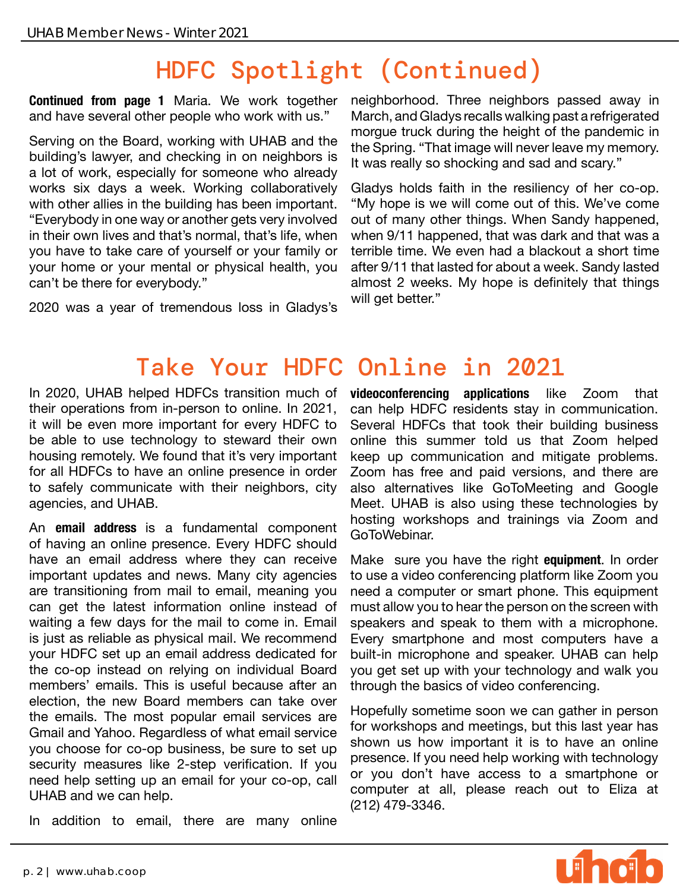# HDFC Spotlight (Continued)

**Continued from page 1** Maria. We work together and have several other people who work with us."

Serving on the Board, working with UHAB and the building's lawyer, and checking in on neighbors is a lot of work, especially for someone who already works six days a week. Working collaboratively with other allies in the building has been important. "Everybody in one way or another gets very involved in their own lives and that's normal, that's life, when you have to take care of yourself or your family or your home or your mental or physical health, you can't be there for everybody."

2020 was a year of tremendous loss in Gladys's neighborhood. Three neighbors passed away in March, and Gladys recalls walking past a refrigerated morgue truck during the height of the pandemic in the Spring. "That image will never leave my memory. It was really so shocking and sad and scary."

Gladys holds faith in the resiliency of her co-op. "My hope is we will come out of this. We've come out of many other things. When Sandy happened, when 9/11 happened, that was dark and that was a terrible time. We even had a blackout a short time after 9/11 that lasted for about a week. Sandy lasted almost 2 weeks. My hope is definitely that things will get better."

# Take Your HDFC Online in 2021

In 2020, UHAB helped HDFCs transition much of their operations from in-person to online. In 2021, it will be even more important for every HDFC to be able to use technology to steward their own housing remotely. We found that it's very important for all HDFCs to have an online presence in order to safely communicate with their neighbors, city agencies, and UHAB.

An **email address** is a fundamental component of having an online presence. Every HDFC should have an email address where they can receive important updates and news. Many city agencies are transitioning from mail to email, meaning you can get the latest information online instead of waiting a few days for the mail to come in. Email is just as reliable as physical mail. We recommend your HDFC set up an email address dedicated for the co-op instead on relying on individual Board members' emails. This is useful because after an election, the new Board members can take over the emails. The most popular email services are Gmail and Yahoo. Regardless of what email service you choose for co-op business, be sure to set up security measures like 2-step verification. If you need help setting up an email for your co-op, call UHAB and we can help.

In addition to email, there are many online **videoconferencing applications** like Zoom that can help HDFC residents stay in communication. Several HDFCs that took their building business online this summer told us that Zoom helped keep up communication and mitigate problems. Zoom has free and paid versions, and there are also alternatives like GoToMeeting and Google Meet. UHAB is also using these technologies by hosting workshops and trainings via Zoom and GoToWebinar.

Make sure you have the right **equipment**. In order to use a video conferencing platform like Zoom you need a computer or smart phone. This equipment must allow you to hear the person on the screen with speakers and speak to them with a microphone. Every smartphone and most computers have a built-in microphone and speaker. UHAB can help you get set up with your technology and walk you through the basics of video conferencing.

Hopefully sometime soon we can gather in person for workshops and meetings, but this last year has shown us how important it is to have an online presence. If you need help working with technology or you don't have access to a smartphone or computer at all, please reach out to Eliza at (212) 479-3346.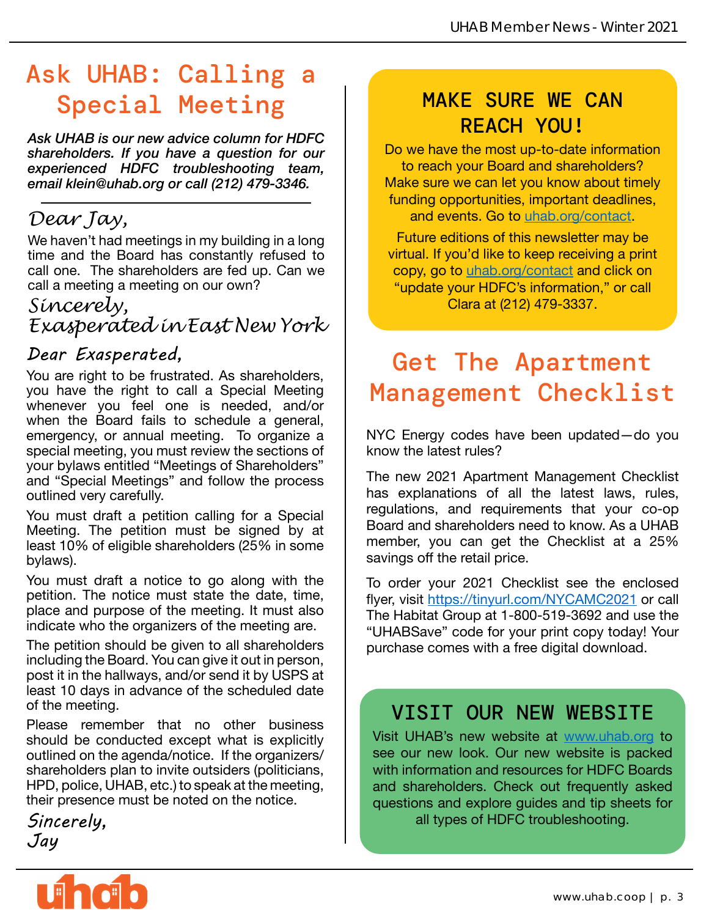# Ask UHAB: Calling a Special Meeting

***Ask UHAB is our new advice column for HDFC shareholders. If you have a question for our experienced HDFC troubleshooting team, email klein@uhab.org or call (212) 479-3346.***

---

*Dear Jay,*

We haven't had meetings in my building in a long time and the Board has constantly refused to call one. The shareholders are fed up. Can we call a meeting a meeting on our own?

*Sincerely,*
*Exasperated in East New York*

*Dear Exasperated,*

You are right to be frustrated. As shareholders, you have the right to call a Special Meeting whenever you feel one is needed, and/or when the Board fails to schedule a general, emergency, or annual meeting. To organize a special meeting, you must review the sections of your bylaws entitled "Meetings of Shareholders" and "Special Meetings" and follow the process outlined very carefully.

You must draft a petition calling for a Special Meeting. The petition must be signed by at least 10% of eligible shareholders (25% in some bylaws).

You must draft a notice to go along with the petition. The notice must state the date, time, place and purpose of the meeting. It must also indicate who the organizers of the meeting are.

The petition should be given to all shareholders including the Board. You can give it out in person, post it in the hallways, and/or send it by USPS at least 10 days in advance of the scheduled date of the meeting.

Please remember that no other business should be conducted except what is explicitly outlined on the agenda/notice. If the organizers/shareholders plan to invite outsiders (politicians, HPD, police, UHAB, etc.) to speak at the meeting, their presence must be noted on the notice.

*Sincerely,*
*Jay*

## MAKE SURE WE CAN REACH YOU!

Do we have the most up-to-date information to reach your Board and shareholders? Make sure we can let you know about timely funding opportunities, important deadlines, and events. Go to uhab.org/contact.

Future editions of this newsletter may be virtual. If you'd like to keep receiving a print copy, go to uhab.org/contact and click on "update your HDFC's information," or call Clara at (212) 479-3337.

# Get The Apartment Management Checklist

NYC Energy codes have been updated—do you know the latest rules?

The new 2021 Apartment Management Checklist has explanations of all the latest laws, rules, regulations, and requirements that your co-op Board and shareholders need to know. As a UHAB member, you can get the Checklist at a 25% savings off the retail price.

To order your 2021 Checklist see the enclosed flyer, visit https://tinyurl.com/NYCAMC2021 or call The Habitat Group at 1-800-519-3692 and use the "UHABSave" code for your print copy today! Your purchase comes with a free digital download.

## VISIT OUR NEW WEBSITE

Visit UHAB's new website at www.uhab.org to see our new look. Our new website is packed with information and resources for HDFC Boards and shareholders. Check out frequently asked questions and explore guides and tip sheets for all types of HDFC troubleshooting.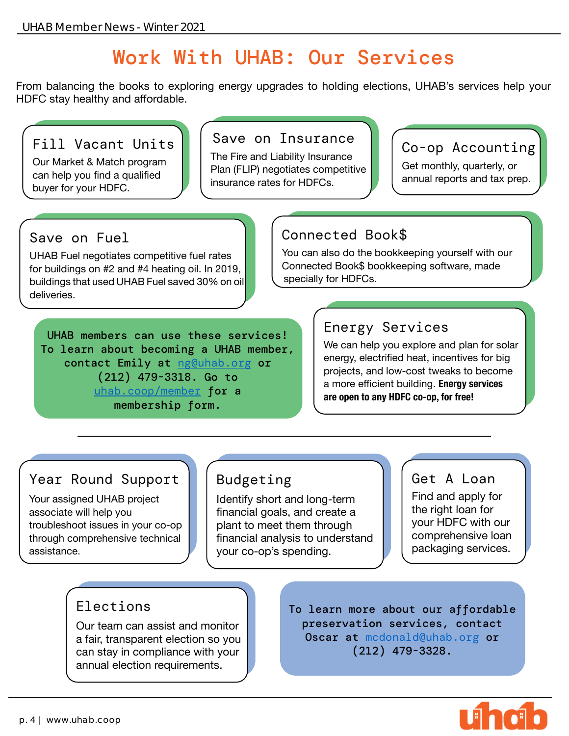# Work With UHAB: Our Services

From balancing the books to exploring energy upgrades to holding elections, UHAB's services help your HDFC stay healthy and affordable.

### Fill Vacant Units

Our Market & Match program can help you find a qualified buyer for your HDFC.

### Save on Insurance

The Fire and Liability Insurance Plan (FLIP) negotiates competitive insurance rates for HDFCs.

### Co-op Accounting

Get monthly, quarterly, or annual reports and tax prep.

### Save on Fuel

UHAB Fuel negotiates competitive fuel rates for buildings on #2 and #4 heating oil. In 2019, buildings that used UHAB Fuel saved 30% on oil deliveries.

### Connected Book$

You can also do the bookkeeping yourself with our Connected Book$ bookkeeping software, made specially for HDFCs.

**UHAB members can use these services! To learn about becoming a UHAB member, contact Emily at ng@uhab.org or (212) 479-3318. Go to uhab.coop/member for a membership form.**

### Energy Services

We can help you explore and plan for solar energy, electrified heat, incentives for big projects, and low-cost tweaks to become a more efficient building. **Energy services are open to any HDFC co-op, for free!**

---

### Year Round Support

Your assigned UHAB project associate will help you troubleshoot issues in your co-op through comprehensive technical assistance.

### Budgeting

Identify short and long-term financial goals, and create a plant to meet them through financial analysis to understand your co-op's spending.

### Get A Loan

Find and apply for the right loan for your HDFC with our comprehensive loan packaging services.

### Elections

Our team can assist and monitor a fair, transparent election so you can stay in compliance with your annual election requirements.

**To learn more about our affordable preservation services, contact Oscar at mcdonald@uhab.org or (212) 479-3328.**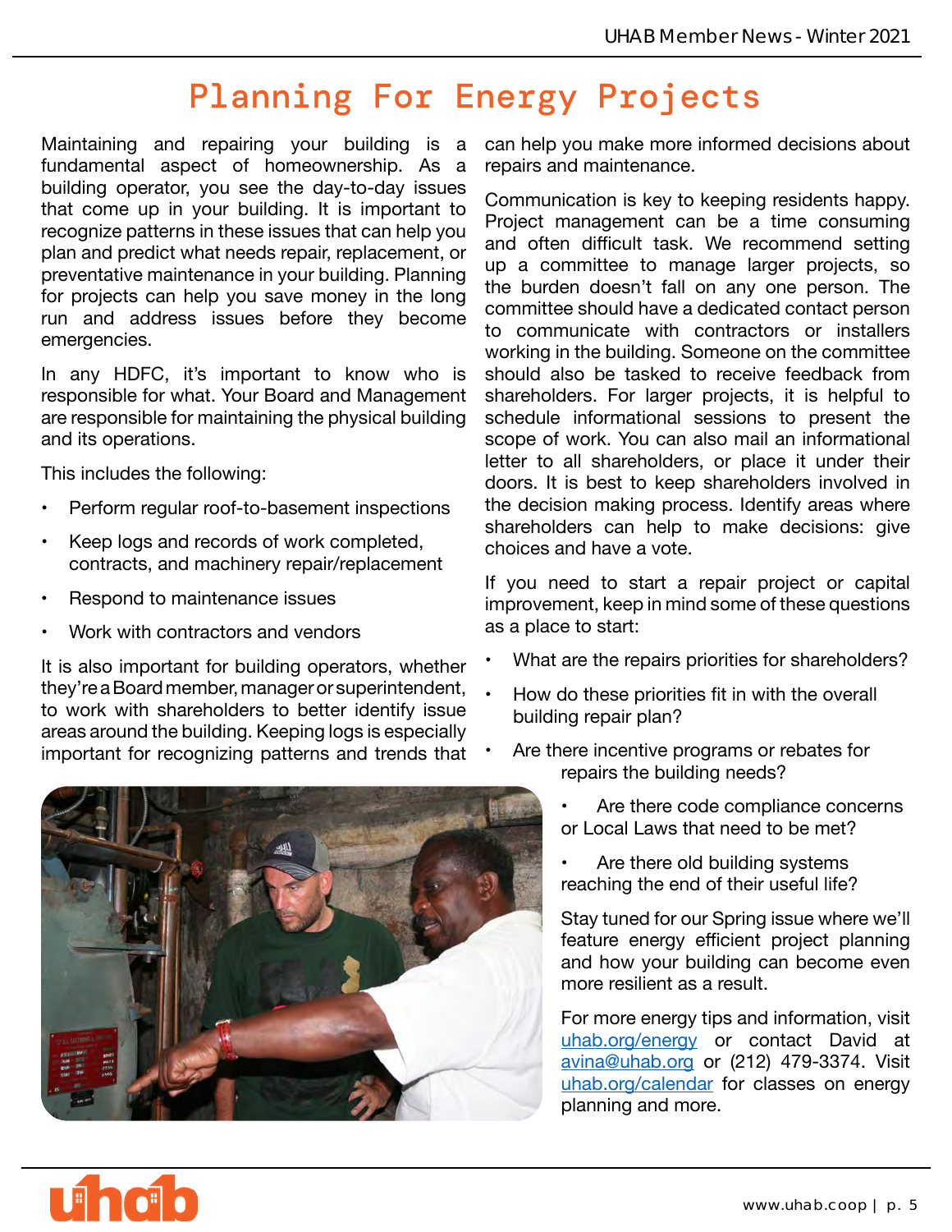# Planning For Energy Projects

Maintaining and repairing your building is a fundamental aspect of homeownership. As a building operator, you see the day-to-day issues that come up in your building. It is important to recognize patterns in these issues that can help you plan and predict what needs repair, replacement, or preventative maintenance in your building. Planning for projects can help you save money in the long run and address issues before they become emergencies.

In any HDFC, it's important to know who is responsible for what. Your Board and Management are responsible for maintaining the physical building and its operations.

This includes the following:

- Perform regular roof-to-basement inspections
- Keep logs and records of work completed, contracts, and machinery repair/replacement
- Respond to maintenance issues
- Work with contractors and vendors

It is also important for building operators, whether they're a Board member, manager or superintendent, to work with shareholders to better identify issue areas around the building. Keeping logs is especially important for recognizing patterns and trends that can help you make more informed decisions about repairs and maintenance.

Communication is key to keeping residents happy. Project management can be a time consuming and often difficult task. We recommend setting up a committee to manage larger projects, so the burden doesn't fall on any one person. The committee should have a dedicated contact person to communicate with contractors or installers working in the building. Someone on the committee should also be tasked to receive feedback from shareholders. For larger projects, it is helpful to schedule informational sessions to present the scope of work. You can also mail an informational letter to all shareholders, or place it under their doors. It is best to keep shareholders involved in the decision making process. Identify areas where shareholders can help to make decisions: give choices and have a vote.

If you need to start a repair project or capital improvement, keep in mind some of these questions as a place to start:

- What are the repairs priorities for shareholders?
- How do these priorities fit in with the overall building repair plan?
- Are there incentive programs or rebates for repairs the building needs?
- Are there code compliance concerns or Local Laws that need to be met?
- Are there old building systems reaching the end of their useful life?

Stay tuned for our Spring issue where we'll feature energy efficient project planning and how your building can become even more resilient as a result.

For more energy tips and information, visit uhab.org/energy or contact David at avina@uhab.org or (212) 479-3374. Visit uhab.org/calendar for classes on energy planning and more.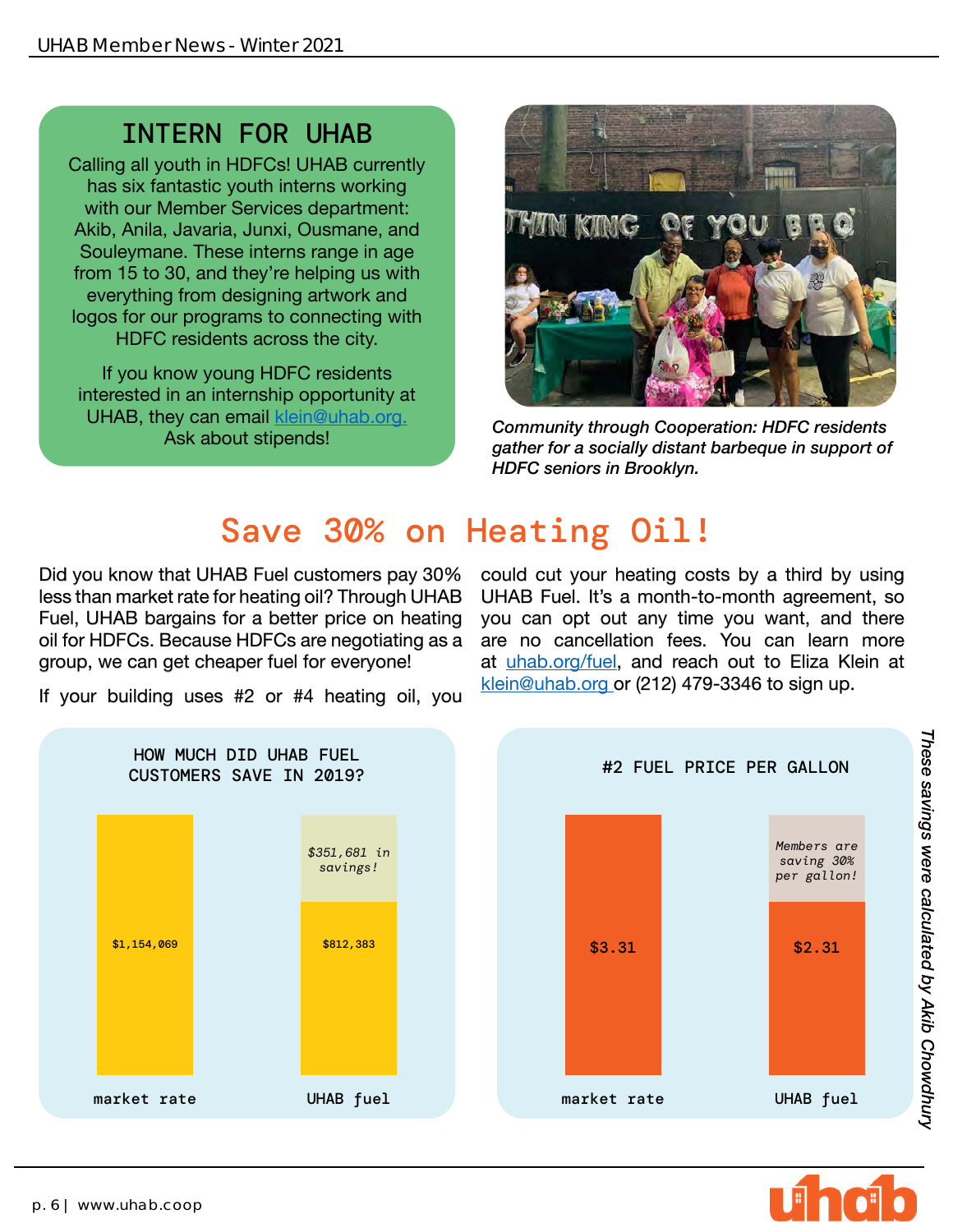## INTERN FOR UHAB

Calling all youth in HDFCs! UHAB currently has six fantastic youth interns working with our Member Services department: Akib, Anila, Javaria, Junxi, Ousmane, and Souleymane. These interns range in age from 15 to 30, and they're helping us with everything from designing artwork and logos for our programs to connecting with HDFC residents across the city.

If you know young HDFC residents interested in an internship opportunity at UHAB, they can email klein@uhab.org. Ask about stipends!

*Community through Cooperation: HDFC residents gather for a socially distant barbeque in support of HDFC seniors in Brooklyn.*

# Save 30% on Heating Oil!

Did you know that UHAB Fuel customers pay 30% less than market rate for heating oil? Through UHAB Fuel, UHAB bargains for a better price on heating oil for HDFCs. Because HDFCs are negotiating as a group, we can get cheaper fuel for everyone!

If your building uses #2 or #4 heating oil, you could cut your heating costs by a third by using UHAB Fuel. It's a month-to-month agreement, so you can opt out any time you want, and there are no cancellation fees. You can learn more at uhab.org/fuel, and reach out to Eliza Klein at klein@uhab.org or (212) 479-3346 to sign up.

**HOW MUCH DID UHAB FUEL CUSTOMERS SAVE IN 2019?**

| | market rate | UHAB fuel |
|---|---|---|
| Cost | $1,154,069 | $812,383 |
| Savings | | *$351,681 in savings!* |

**#2 FUEL PRICE PER GALLON**

| | market rate | UHAB fuel |
|---|---|---|
| Price | $3.31 | $2.31 |
| Savings | | *Members are saving 30% per gallon!* |

*These savings were calculated by Akib Chowdhury*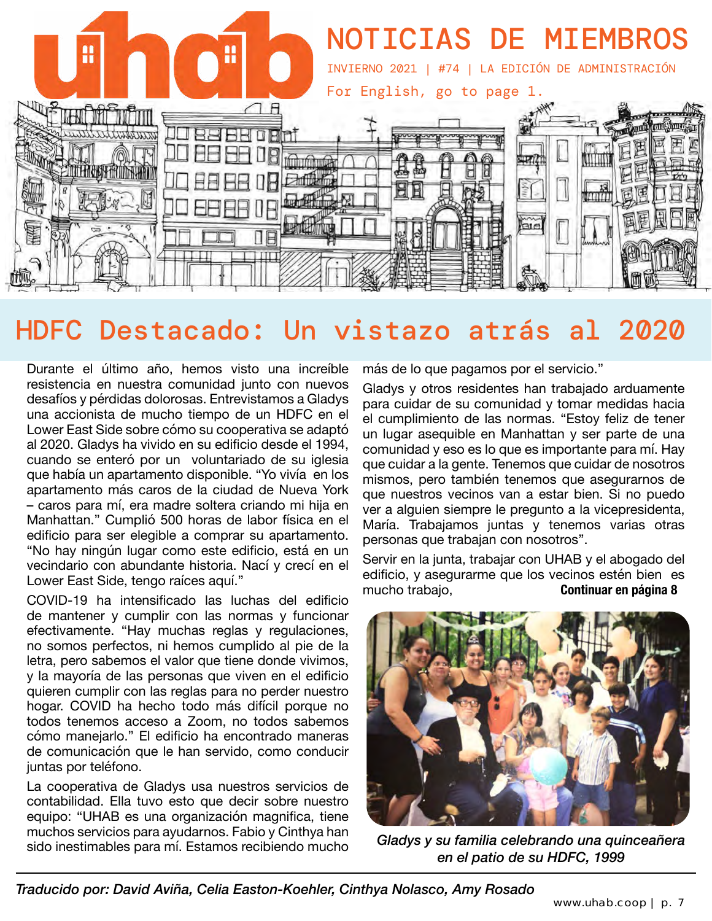# NOTICIAS DE MIEMBROS

INVIERNO 2021 | #74 | LA EDICIÓN DE ADMINISTRACIÓN

For English, go to page 1.

## HDFC Destacado: Un vistazo atrás al 2020

Durante el último año, hemos visto una increíble resistencia en nuestra comunidad junto con nuevos desafíos y pérdidas dolorosas. Entrevistamos a Gladys una accionista de mucho tiempo de un HDFC en el Lower East Side sobre cómo su cooperativa se adaptó al 2020. Gladys ha vivido en su edificio desde el 1994, cuando se enteró por un voluntariado de su iglesia que había un apartamento disponible. "Yo vivía en los apartamento más caros de la ciudad de Nueva York – caros para mí, era madre soltera criando mi hija en Manhattan." Cumplió 500 horas de labor física en el edificio para ser elegible a comprar su apartamento. "No hay ningún lugar como este edificio, está en un vecindario con abundante historia. Nací y crecí en el Lower East Side, tengo raíces aquí."

COVID-19 ha intensificado las luchas del edificio de mantener y cumplir con las normas y funcionar efectivamente. "Hay muchas reglas y regulaciones, no somos perfectos, ni hemos cumplido al pie de la letra, pero sabemos el valor que tiene donde vivimos, y la mayoría de las personas que viven en el edificio quieren cumplir con las reglas para no perder nuestro hogar. COVID ha hecho todo más difícil porque no todos tenemos acceso a Zoom, no todos sabemos cómo manejarlo." El edificio ha encontrado maneras de comunicación que le han servido, como conducir juntas por teléfono.

La cooperativa de Gladys usa nuestros servicios de contabilidad. Ella tuvo esto que decir sobre nuestro equipo: "UHAB es una organización magnifica, tiene muchos servicios para ayudarnos. Fabio y Cinthya han sido inestimables para mí. Estamos recibiendo mucho más de lo que pagamos por el servicio."

Gladys y otros residentes han trabajado arduamente para cuidar de su comunidad y tomar medidas hacia el cumplimiento de las normas. "Estoy feliz de tener un lugar asequible en Manhattan y ser parte de una comunidad y eso es lo que es importante para mí. Hay que cuidar a la gente. Tenemos que cuidar de nosotros mismos, pero también tenemos que asegurarnos de que nuestros vecinos van a estar bien. Si no puedo ver a alguien siempre le pregunto a la vicepresidenta, María. Trabajamos juntas y tenemos varias otras personas que trabajan con nosotros".

Servir en la junta, trabajar con UHAB y el abogado del edificio, y asegurarme que los vecinos estén bien es mucho trabajo, **Continuar en página 8**

*Gladys y su familia celebrando una quinceañera en el patio de su HDFC, 1999*

*Traducido por: David Aviña, Celia Easton-Koehler, Cinthya Nolasco, Amy Rosado*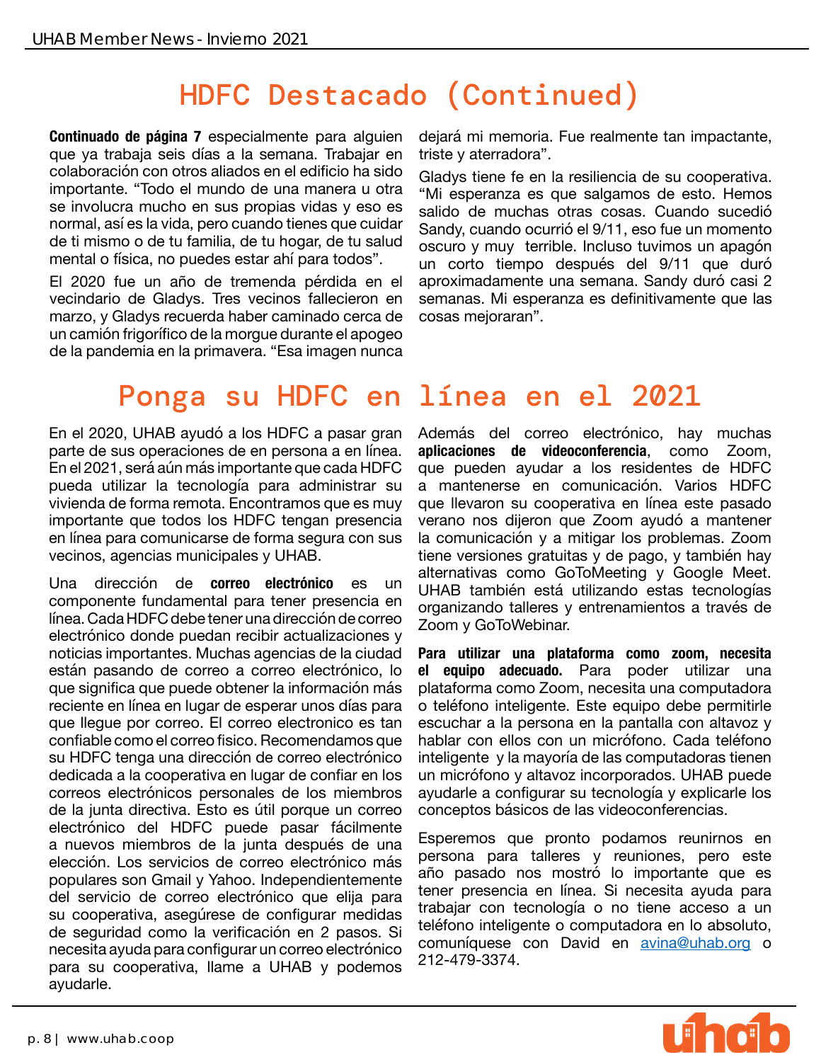# HDFC Destacado (Continued)

**Continuado de página 7** especialmente para alguien que ya trabaja seis días a la semana. Trabajar en colaboración con otros aliados en el edificio ha sido importante. “Todo el mundo de una manera u otra se involucra mucho en sus propias vidas y eso es normal, así es la vida, pero cuando tienes que cuidar de ti mismo o de tu familia, de tu hogar, de tu salud mental o física, no puedes estar ahí para todos”.

El 2020 fue un año de tremenda pérdida en el vecindario de Gladys. Tres vecinos fallecieron en marzo, y Gladys recuerda haber caminado cerca de un camión frigorífico de la morgue durante el apogeo de la pandemia en la primavera. “Esa imagen nunca dejará mi memoria. Fue realmente tan impactante, triste y aterradora”.

Gladys tiene fe en la resiliencia de su cooperativa. “Mi esperanza es que salgamos de esto. Hemos salido de muchas otras cosas. Cuando sucedió Sandy, cuando ocurrió el 9/11, eso fue un momento oscuro y muy terrible. Incluso tuvimos un apagón un corto tiempo después del 9/11 que duró aproximadamente una semana. Sandy duró casi 2 semanas. Mi esperanza es definitivamente que las cosas mejoraran”.

# Ponga su HDFC en línea en el 2021

En el 2020, UHAB ayudó a los HDFC a pasar gran parte de sus operaciones de en persona a en línea. En el 2021, será aún más importante que cada HDFC pueda utilizar la tecnología para administrar su vivienda de forma remota. Encontramos que es muy importante que todos los HDFC tengan presencia en línea para comunicarse de forma segura con sus vecinos, agencias municipales y UHAB.

Una dirección de **correo electrónico** es un componente fundamental para tener presencia en línea. Cada HDFC debe tener una dirección de correo electrónico donde puedan recibir actualizaciones y noticias importantes. Muchas agencias de la ciudad están pasando de correo a correo electrónico, lo que significa que puede obtener la información más reciente en línea en lugar de esperar unos días para que llegue por correo. El correo electronico es tan confiable como el correo fisico. Recomendamos que su HDFC tenga una dirección de correo electrónico dedicada a la cooperativa en lugar de confiar en los correos electrónicos personales de los miembros de la junta directiva. Esto es útil porque un correo electrónico del HDFC puede pasar fácilmente a nuevos miembros de la junta después de una elección. Los servicios de correo electrónico más populares son Gmail y Yahoo. Independientemente del servicio de correo electrónico que elija para su cooperativa, asegúrese de configurar medidas de seguridad como la verificación en 2 pasos. Si necesita ayuda para configurar un correo electrónico para su cooperativa, llame a UHAB y podemos ayudarle.

Además del correo electrónico, hay muchas **aplicaciones de videoconferencia**, como Zoom, que pueden ayudar a los residentes de HDFC a mantenerse en comunicación. Varios HDFC que llevaron su cooperativa en línea este pasado verano nos dijeron que Zoom ayudó a mantener la comunicación y a mitigar los problemas. Zoom tiene versiones gratuitas y de pago, y también hay alternativas como GoToMeeting y Google Meet. UHAB también está utilizando estas tecnologías organizando talleres y entrenamientos a través de Zoom y GoToWebinar.

**Para utilizar una plataforma como zoom, necesita el equipo adecuado.** Para poder utilizar una plataforma como Zoom, necesita una computadora o teléfono inteligente. Este equipo debe permitirle escuchar a la persona en la pantalla con altavoz y hablar con ellos con un micrófono. Cada teléfono inteligente y la mayoría de las computadoras tienen un micrófono y altavoz incorporados. UHAB puede ayudarle a configurar su tecnología y explicarle los conceptos básicos de las videoconferencias.

Esperemos que pronto podamos reunirnos en persona para talleres y reuniones, pero este año pasado nos mostró lo importante que es tener presencia en línea. Si necesita ayuda para trabajar con tecnología o no tiene acceso a un teléfono inteligente o computadora en lo absoluto, comuníquese con David en avina@uhab.org o 212-479-3374.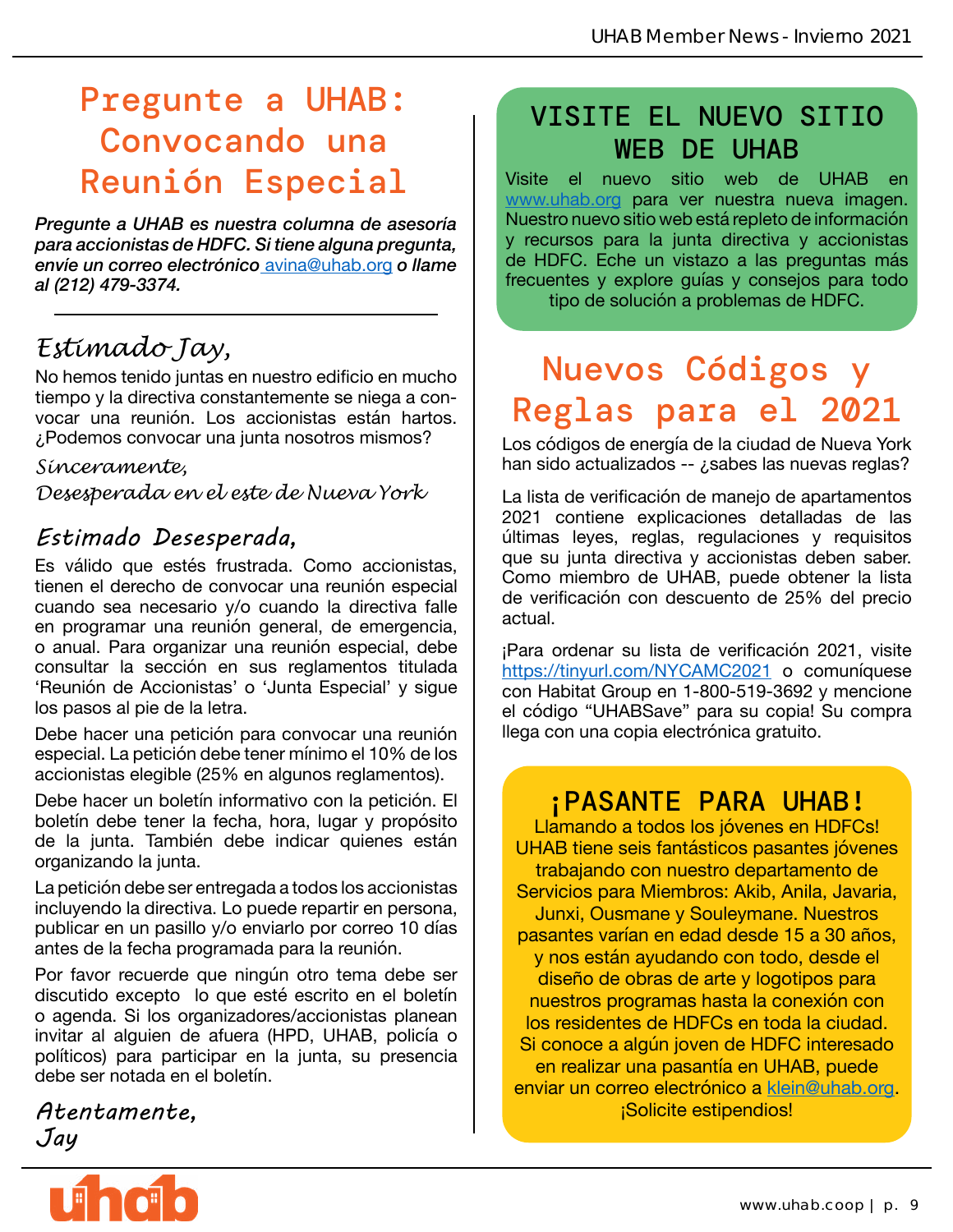# Pregunte a UHAB: Convocando una Reunión Especial

***Pregunte a UHAB es nuestra columna de asesoría para accionistas de HDFC. Si tiene alguna pregunta, envíe un correo electrónico** avina@uhab.org **o llame al (212) 479-3374.***

---

*Estimado Jay,*

No hemos tenido juntas en nuestro edificio en mucho tiempo y la directiva constantemente se niega a convocar una reunión. Los accionistas están hartos. ¿Podemos convocar una junta nosotros mismos?

*Sinceramente,*
*Desesperada en el este de Nueva York*

### Estimado Desesperada,

Es válido que estés frustrada. Como accionistas, tienen el derecho de convocar una reunión especial cuando sea necesario y/o cuando la directiva falle en programar una reunión general, de emergencia, o anual. Para organizar una reunión especial, debe consultar la sección en sus reglamentos titulada 'Reunión de Accionistas' o 'Junta Especial' y sigue los pasos al pie de la letra.

Debe hacer una petición para convocar una reunión especial. La petición debe tener mínimo el 10% de los accionistas elegible (25% en algunos reglamentos).

Debe hacer un boletín informativo con la petición. El boletín debe tener la fecha, hora, lugar y propósito de la junta. También debe indicar quienes están organizando la junta.

La petición debe ser entregada a todos los accionistas incluyendo la directiva. Lo puede repartir en persona, publicar en un pasillo y/o enviarlo por correo 10 días antes de la fecha programada para la reunión.

Por favor recuerde que ningún otro tema debe ser discutido excepto lo que esté escrito en el boletín o agenda. Si los organizadores/accionistas planean invitar al alguien de afuera (HPD, UHAB, policía o políticos) para participar en la junta, su presencia debe ser notada en el boletín.

*Atentamente,*
*Jay*

## VISITE EL NUEVO SITIO WEB DE UHAB

Visite el nuevo sitio web de UHAB en www.uhab.org para ver nuestra nueva imagen. Nuestro nuevo sitio web está repleto de información y recursos para la junta directiva y accionistas de HDFC. Eche un vistazo a las preguntas más frecuentes y explore guías y consejos para todo tipo de solución a problemas de HDFC.

# Nuevos Códigos y Reglas para el 2021

Los códigos de energía de la ciudad de Nueva York han sido actualizados -- ¿sabes las nuevas reglas?

La lista de verificación de manejo de apartamentos 2021 contiene explicaciones detalladas de las últimas leyes, reglas, regulaciones y requisitos que su junta directiva y accionistas deben saber. Como miembro de UHAB, puede obtener la lista de verificación con descuento de 25% del precio actual.

¡Para ordenar su lista de verificación 2021, visite https://tinyurl.com/NYCAMC2021 o comuníquese con Habitat Group en 1-800-519-3692 y mencione el código "UHABSave" para su copia! Su compra llega con una copia electrónica gratuito.

## ¡PASANTE PARA UHAB!

Llamando a todos los jóvenes en HDFCs! UHAB tiene seis fantásticos pasantes jóvenes trabajando con nuestro departamento de Servicios para Miembros: Akib, Anila, Javaria, Junxi, Ousmane y Souleymane. Nuestros pasantes varían en edad desde 15 a 30 años, y nos están ayudando con todo, desde el diseño de obras de arte y logotipos para nuestros programas hasta la conexión con los residentes de HDFCs en toda la ciudad. Si conoce a algún joven de HDFC interesado en realizar una pasantía en UHAB, puede enviar un correo electrónico a klein@uhab.org. ¡Solicite estipendios!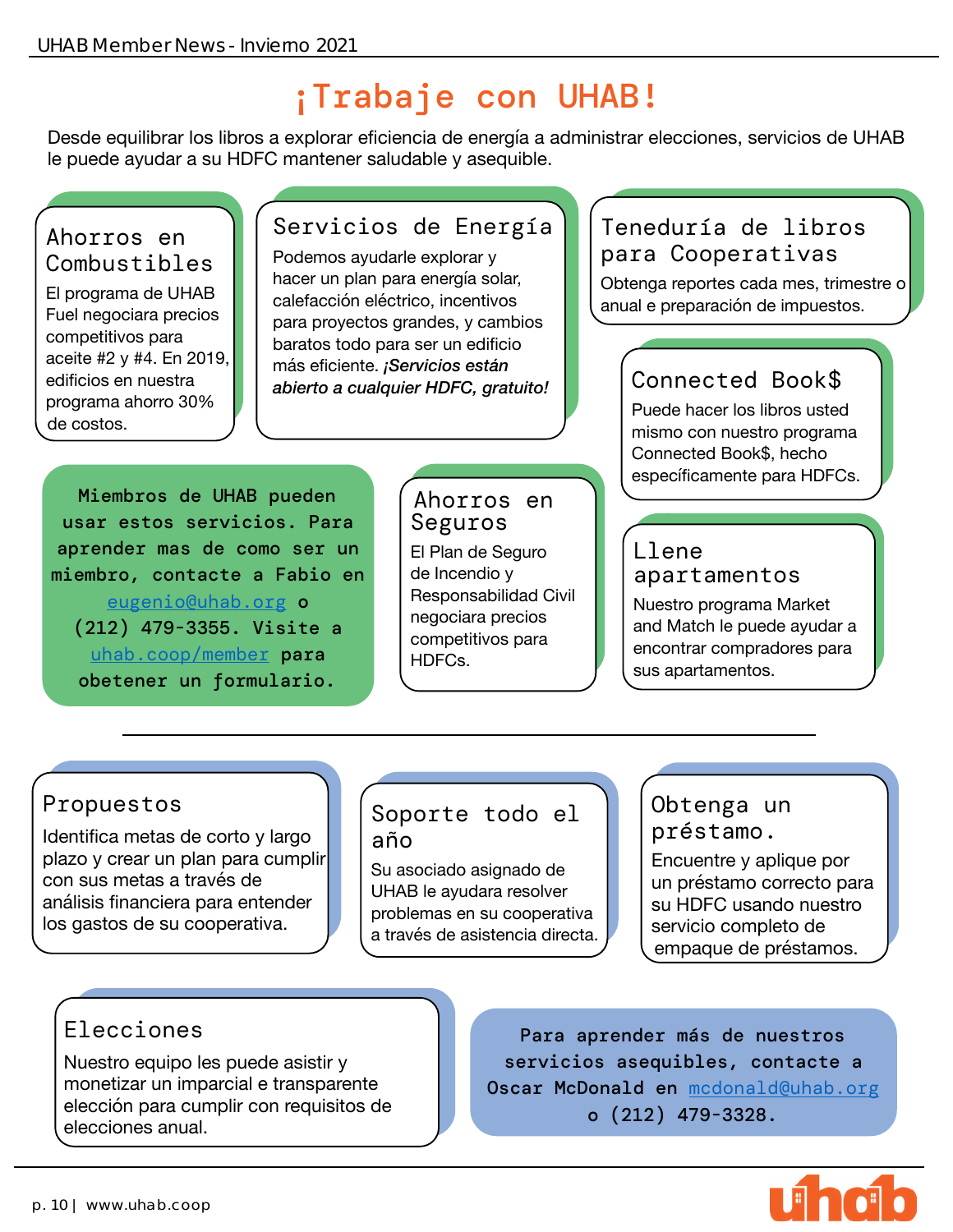# ¡Trabaje con UHAB!

Desde equilibrar los libros a explorar eficiencia de energía a administrar elecciones, servicios de UHAB le puede ayudar a su HDFC mantener saludable y asequible.

### Ahorros en Combustibles

El programa de UHAB Fuel negociara precios competitivos para aceite #2 y #4. En 2019, edificios en nuestra programa ahorro 30% de costos.

### Servicios de Energía

Podemos ayudarle explorar y hacer un plan para energía solar, calefacción eléctrico, incentivos para proyectos grandes, y cambios baratos todo para ser un edificio más eficiente. ***¡Servicios están abierto a cualquier HDFC, gratuito!***

### Teneduría de libros para Cooperativas

Obtenga reportes cada mes, trimestre o anual e preparación de impuestos.

### Connected Book$

Puede hacer los libros usted mismo con nuestro programa Connected Book$, hecho específicamente para HDFCs.

**Miembros de UHAB pueden usar estos servicios. Para aprender mas de como ser un miembro, contacte a Fabio en eugenio@uhab.org o (212) 479-3355. Visite a uhab.coop/member para obetener un formulario.**

### Ahorros en Seguros

El Plan de Seguro de Incendio y Responsabilidad Civil negociara precios competitivos para HDFCs.

### Llene apartamentos

Nuestro programa Market and Match le puede ayudar a encontrar compradores para sus apartamentos.

---

### Propuestos

Identifica metas de corto y largo plazo y crear un plan para cumplir con sus metas a través de análisis financiera para entender los gastos de su cooperativa.

### Soporte todo el año

Su asociado asignado de UHAB le ayudara resolver problemas en su cooperativa a través de asistencia directa.

### Obtenga un préstamo.

Encuentre y aplique por un préstamo correcto para su HDFC usando nuestro servicio completo de empaque de préstamos.

### Elecciones

Nuestro equipo les puede asistir y monetizar un imparcial e transparente elección para cumplir con requisitos de elecciones anual.

**Para aprender más de nuestros servicios asequibles, contacte a Oscar McDonald en mcdonald@uhab.org o (212) 479-3328.**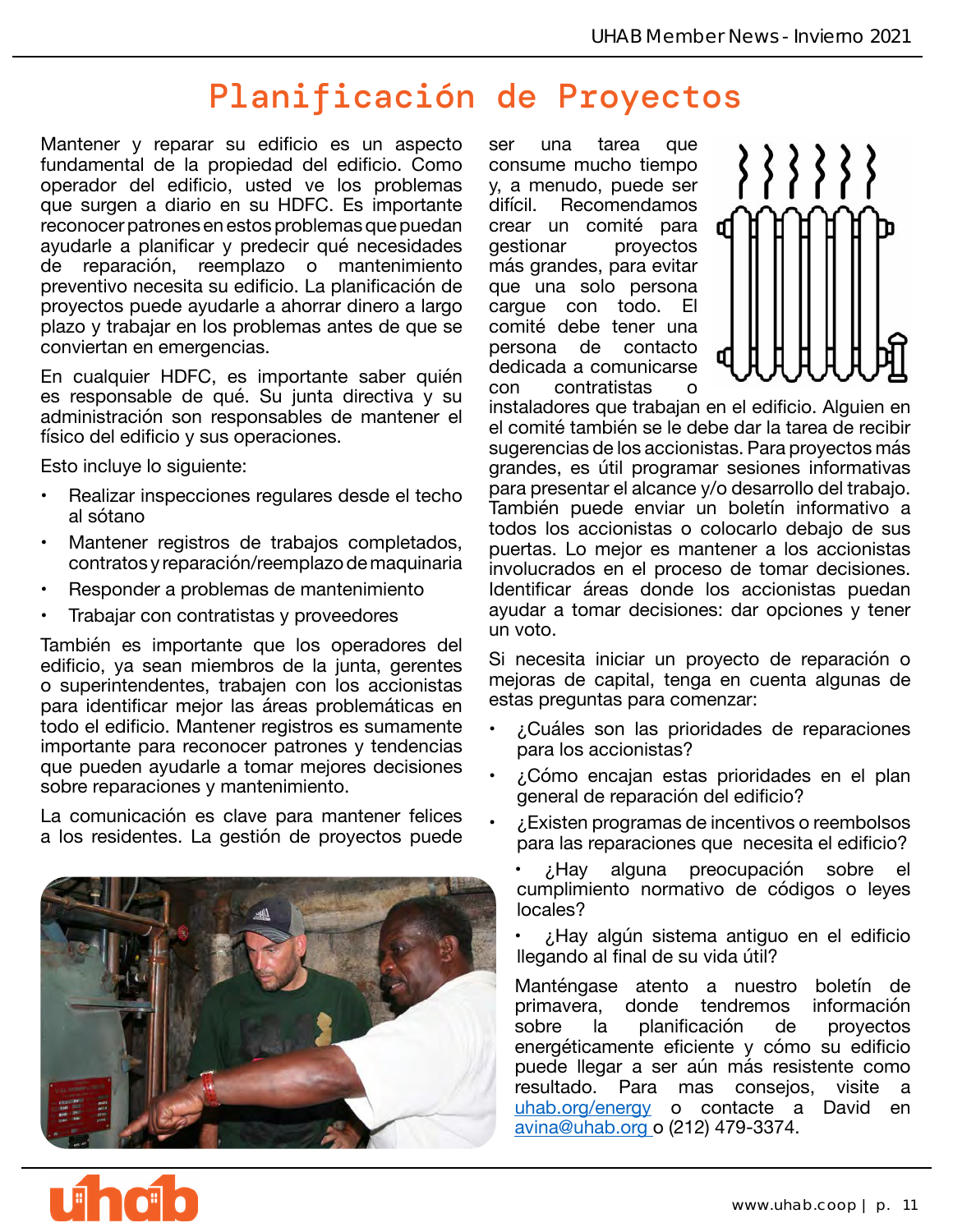# Planificación de Proyectos

Mantener y reparar su edificio es un aspecto fundamental de la propiedad del edificio. Como operador del edificio, usted ve los problemas que surgen a diario en su HDFC. Es importante reconocer patrones en estos problemas que puedan ayudarle a planificar y predecir qué necesidades de reparación, reemplazo o mantenimiento preventivo necesita su edificio. La planificación de proyectos puede ayudarle a ahorrar dinero a largo plazo y trabajar en los problemas antes de que se conviertan en emergencias.

En cualquier HDFC, es importante saber quién es responsable de qué. Su junta directiva y su administración son responsables de mantener el físico del edificio y sus operaciones.

Esto incluye lo siguiente:

- Realizar inspecciones regulares desde el techo al sótano
- Mantener registros de trabajos completados, contratos y reparación/reemplazo de maquinaria
- Responder a problemas de mantenimiento
- Trabajar con contratistas y proveedores

También es importante que los operadores del edificio, ya sean miembros de la junta, gerentes o superintendentes, trabajen con los accionistas para identificar mejor las áreas problemáticas en todo el edificio. Mantener registros es sumamente importante para reconocer patrones y tendencias que pueden ayudarle a tomar mejores decisiones sobre reparaciones y mantenimiento.

La comunicación es clave para mantener felices a los residentes. La gestión de proyectos puede ser una tarea que consume mucho tiempo y, a menudo, puede ser difícil. Recomendamos crear un comité para gestionar proyectos más grandes, para evitar que una solo persona cargue con todo. El comité debe tener una persona de contacto dedicada a comunicarse con contratistas o instaladores que trabajan en el edificio. Alguien en el comité también se le debe dar la tarea de recibir sugerencias de los accionistas. Para proyectos más grandes, es útil programar sesiones informativas para presentar el alcance y/o desarrollo del trabajo. También puede enviar un boletín informativo a todos los accionistas o colocarlo debajo de sus puertas. Lo mejor es mantener a los accionistas involucrados en el proceso de tomar decisiones. Identificar áreas donde los accionistas puedan ayudar a tomar decisiones: dar opciones y tener un voto.

Si necesita iniciar un proyecto de reparación o mejoras de capital, tenga en cuenta algunas de estas preguntas para comenzar:

- ¿Cuáles son las prioridades de reparaciones para los accionistas?
- ¿Cómo encajan estas prioridades en el plan general de reparación del edificio?
- ¿Existen programas de incentivos o reembolsos para las reparaciones que necesita el edificio?
- ¿Hay alguna preocupación sobre el cumplimiento normativo de códigos o leyes locales?
- ¿Hay algún sistema antiguo en el edificio llegando al final de su vida útil?

Manténgase atento a nuestro boletín de primavera, donde tendremos información sobre la planificación de proyectos energéticamente eficiente y cómo su edificio puede llegar a ser aún más resistente como resultado. Para mas consejos, visite a uhab.org/energy o contacte a David en avina@uhab.org o (212) 479-3374.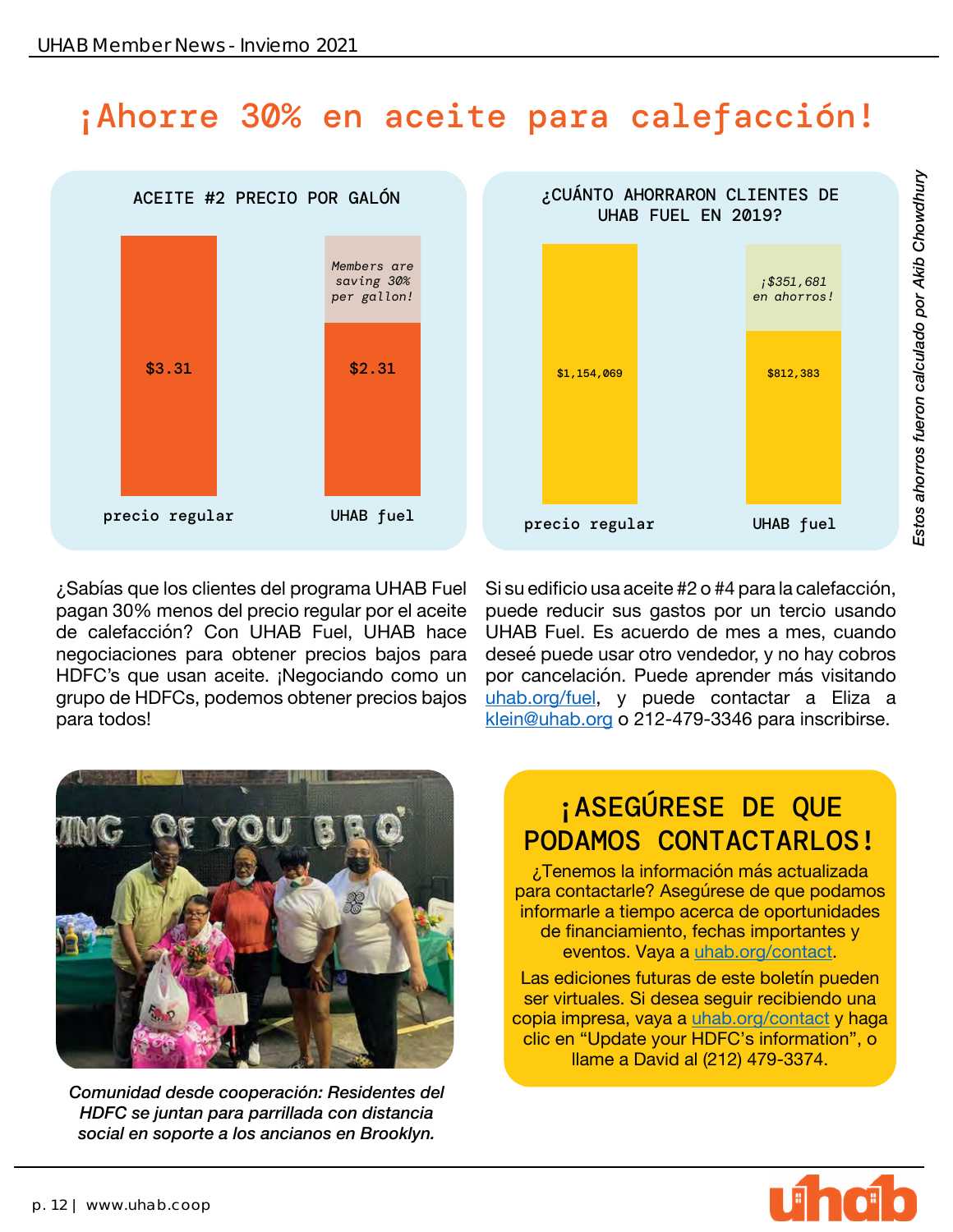# ¡Ahorre 30% en aceite para calefacción!

ACEITE #2 PRECIO POR GALÓN

$3.31

precio regular

Members are saving 30% per gallon!

$2.31

UHAB fuel

¿CUÁNTO AHORRARON CLIENTES DE UHAB FUEL EN 2019?

$1,154,069

precio regular

¡$351,681 en ahorros!

$812,383

UHAB fuel

*Estos ahorros fueron calculado por Akib Chowdhury*

¿Sabías que los clientes del programa UHAB Fuel pagan 30% menos del precio regular por el aceite de calefacción? Con UHAB Fuel, UHAB hace negociaciones para obtener precios bajos para HDFC's que usan aceite. ¡Negociando como un grupo de HDFCs, podemos obtener precios bajos para todos!

Si su edificio usa aceite #2 o #4 para la calefacción, puede reducir sus gastos por un tercio usando UHAB Fuel. Es acuerdo de mes a mes, cuando deseé puede usar otro vendedor, y no hay cobros por cancelación. Puede aprender más visitando uhab.org/fuel, y puede contactar a Eliza a klein@uhab.org o 212-479-3346 para inscribirse.

*Comunidad desde cooperación: Residentes del HDFC se juntan para parrillada con distancia social en soporte a los ancianos en Brooklyn.*

## ¡ASEGÚRESE DE QUE PODAMOS CONTACTARLOS!

¿Tenemos la información más actualizada para contactarle? Asegúrese de que podamos informarle a tiempo acerca de oportunidades de financiamiento, fechas importantes y eventos. Vaya a uhab.org/contact.

Las ediciones futuras de este boletín pueden ser virtuales. Si desea seguir recibiendo una copia impresa, vaya a uhab.org/contact y haga clic en "Update your HDFC's information", o llame a David al (212) 479-3374.